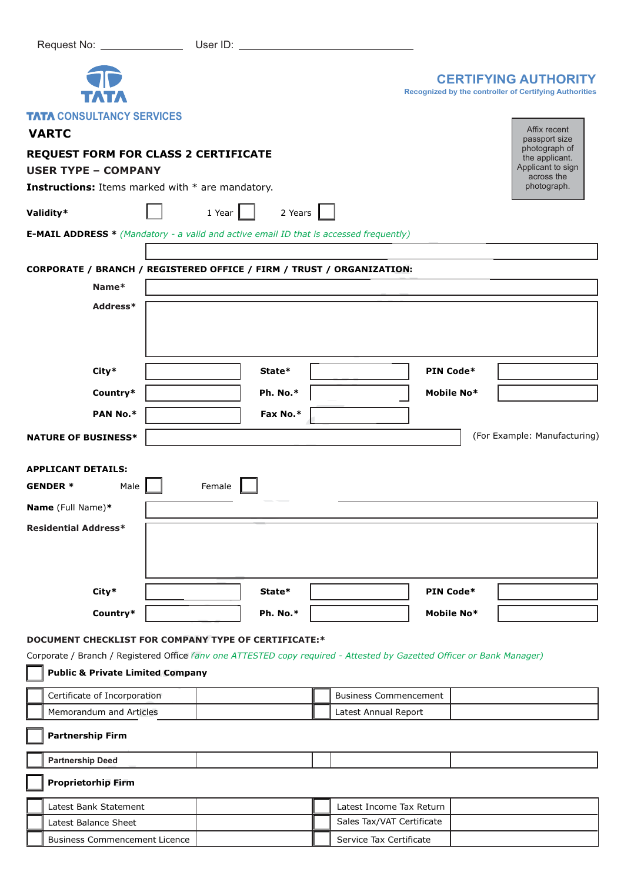Request No: ____________ User ID: ______________________________

TATA

TATA CONSULTANCY SERVICES

**CERTIFYING AUTHORITY**

Recognized by the controller of Certifying Authorities

## VARTC

### REQUEST FORM FOR CLASS 2 CERTIFICATE

### USER TYPE – COMPANY

**Instructions:** Items marked with * are mandatory.

Affix recent passport size photograph of the applicant. Applicant to sign across the photograph.

**Validity*** ☐ 1 Year ☐ 2 Years ☐

**E-MAIL ADDRESS *** *(Mandatory - a valid and active email ID that is accessed frequently)*

**CORPORATE / BRANCH / REGISTERED OFFICE / FIRM / TRUST / ORGANIZATION:**

**Name***

**Address***

| | | | | | |
|---|---|---|---|---|---|
| **City*** | | **State*** | | **PIN Code*** | |
| **Country*** | | **Ph. No.*** | | **Mobile No*** | |
| **PAN No.*** | | **Fax No.*** | | | |

**NATURE OF BUSINESS*** (For Example: Manufacturing)

**APPLICANT DETAILS:**

**GENDER *** Male ☐ Female ☐

**Name** (Full Name)*

**Residential Address***

| | | | | | |
|---|---|---|---|---|---|
| **City*** | | **State*** | | **PIN Code*** | |
| **Country*** | | **Ph. No.*** | | **Mobile No*** | |

**DOCUMENT CHECKLIST FOR COMPANY TYPE OF CERTIFICATE:***

Corporate / Branch / Registered Office *(any one ATTESTED copy required - Attested by Gazetted Officer or Bank Manager)*

☐ **Public & Private Limited Company**

| | | | | | |
|---|---|---|---|---|---|
| ☐ | Certificate of Incorporation | | ☐ | Business Commencement | |
| ☐ | Memorandum and Articles | | ☐ | Latest Annual Report | |

☐ **Partnership Firm**

| | | | | | |
|---|---|---|---|---|---|
| ☐ | **Partnership Deed** | | | | |

☐ **Proprietorhip Firm**

| | | | | | |
|---|---|---|---|---|---|
| ☐ | Latest Bank Statement | | ☐ | Latest Income Tax Return | |
| ☐ | Latest Balance Sheet | | ☐ | Sales Tax/VAT Certificate | |
| ☐ | Business Commencement Licence | | ☐ | Service Tax Certificate | |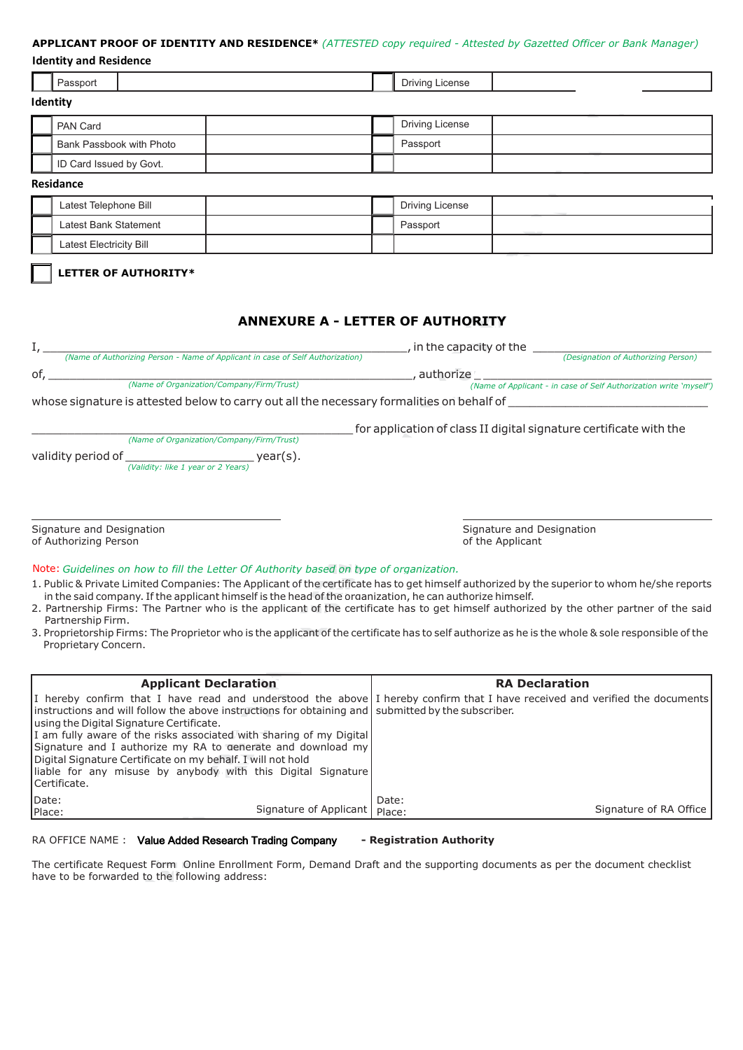**APPLICANT PROOF OF IDENTITY AND RESIDENCE*** *(ATTESTED copy required - Attested by Gazetted Officer or Bank Manager)*

**Identity and Residence**

| | | | | | |
|---|---|---|---|---|---|
| ☐ | Passport | | ☐ | Driving License | |

**Identity**

| | | | | | |
|---|---|---|---|---|---|
| ☐ | PAN Card | | ☐ | Driving License | |
| ☐ | Bank Passbook with Photo | | ☐ | Passport | |
| ☐ | ID Card Issued by Govt. | | ☐ | | |

**Residance**

| | | | | | |
|---|---|---|---|---|---|
| ☐ | Latest Telephone Bill | | ☐ | Driving License | |
| ☐ | Latest Bank Statement | | ☐ | Passport | |
| ☐ | Latest Electricity Bill | | | | |

☐ **LETTER OF AUTHORITY***

## ANNEXURE A - LETTER OF AUTHORITY

I, ____________________________________________, in the capacity of the ______________________
*(Name of Authorizing Person - Name of Applicant in case of Self Authorization)* *(Designation of Authorizing Person)*

of, ____________________________________________, authorize _ ______________________________
*(Name of Organization/Company/Firm/Trust)* *(Name of Applicant - in case of Self Authorization write 'myself')*

whose signature is attested below to carry out all the necessary formalities on behalf of ______________________

____________________________________ for application of class II digital signature certificate with the
*(Name of Organization/Company/Firm/Trust)*

validity period of ________________ year(s).
*(Validity: like 1 year or 2 Years)*

Signature and Designation
of Authorizing Person

Signature and Designation
of the Applicant

Note: *Guidelines on how to fill the Letter Of Authority based on type of organization.*

1. Public & Private Limited Companies: The Applicant of the certificate has to get himself authorized by the superior to whom he/she reports in the said company. If the applicant himself is the head of the organization, he can authorize himself.
2. Partnership Firms: The Partner who is the applicant of the certificate has to get himself authorized by the other partner of the said Partnership Firm.
3. Proprietorship Firms: The Proprietor who is the applicant of the certificate has to self authorize as he is the whole & sole responsible of the Proprietary Concern.

| Applicant Declaration | RA Declaration |
|---|---|
| I hereby confirm that I have read and understood the above instructions and will follow the above instructions for obtaining and using the Digital Signature Certificate.<br>I am fully aware of the risks associated with sharing of my Digital Signature and I authorize my RA to generate and download my Digital Signature Certificate on my behalf. I will not hold liable for any misuse by anybody with this Digital Signature Certificate.<br><br>Date:<br>Place: Signature of Applicant | I hereby confirm that I have received and verified the documents submitted by the subscriber.<br><br>Date:<br>Place: Signature of RA Office |

RA OFFICE NAME : **Value Added Research Trading Company** **- Registration Authority**

The certificate Request Form Online Enrollment Form, Demand Draft and the supporting documents as per the document checklist have to be forwarded to the following address: